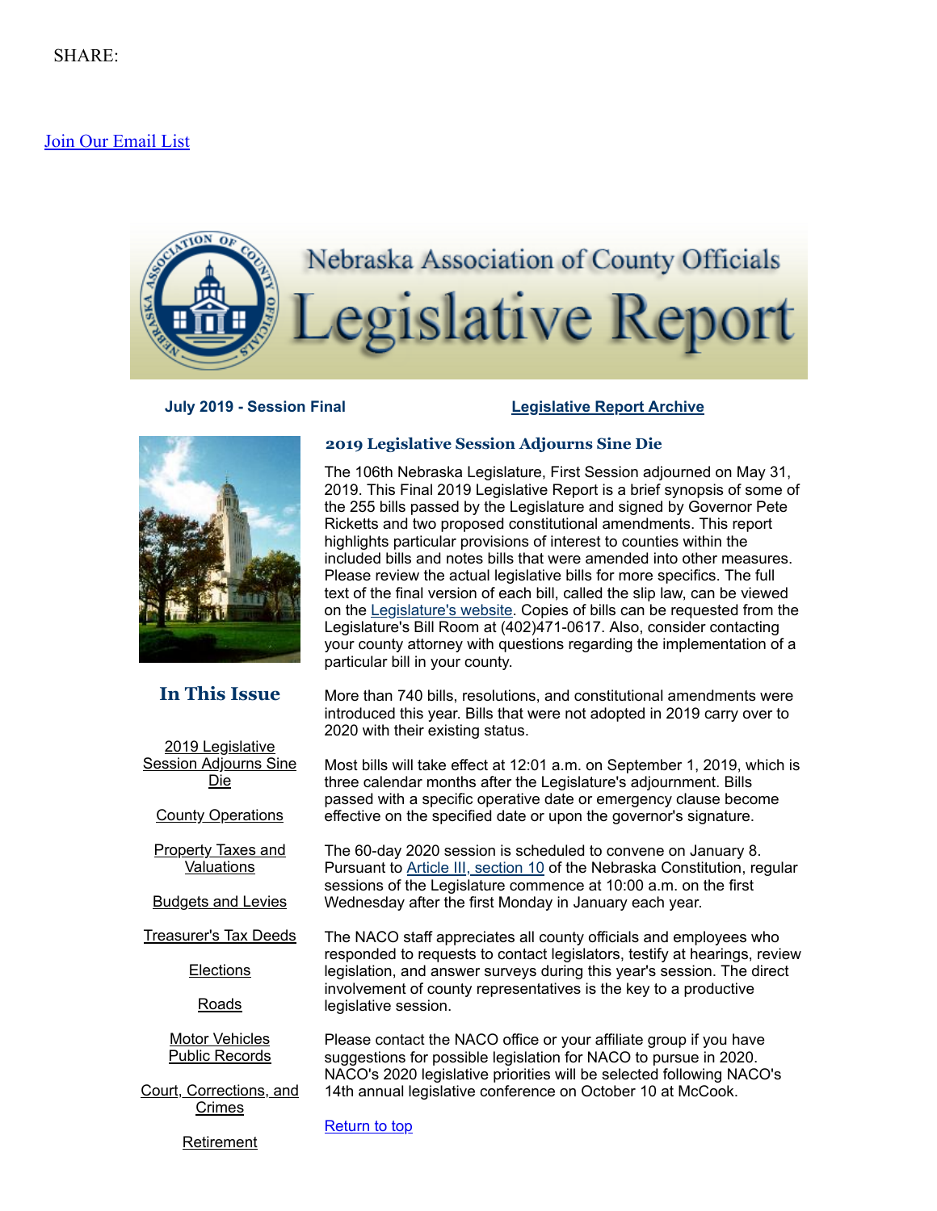SHARE:

Join Our Email List

# Nebraska Association of County Officials Legislative Report

**July 2019 - Session Final**

Legislative Report Archive

## In This Issue

- 2019 Legislative Session Adjourns Sine Die
- County Operations
- Property Taxes and Valuations
- Budgets and Levies
- Treasurer's Tax Deeds
- Elections
- Roads
- Motor Vehicles Public Records
- Court, Corrections, and Crimes
- Retirement

## 2019 Legislative Session Adjourns Sine Die

The 106th Nebraska Legislature, First Session adjourned on May 31, 2019. This Final 2019 Legislative Report is a brief synopsis of some of the 255 bills passed by the Legislature and signed by Governor Pete Ricketts and two proposed constitutional amendments. This report highlights particular provisions of interest to counties within the included bills and notes bills that were amended into other measures. Please review the actual legislative bills for more specifics. The full text of the final version of each bill, called the slip law, can be viewed on the Legislature's website. Copies of bills can be requested from the Legislature's Bill Room at (402)471-0617. Also, consider contacting your county attorney with questions regarding the implementation of a particular bill in your county.

More than 740 bills, resolutions, and constitutional amendments were introduced this year. Bills that were not adopted in 2019 carry over to 2020 with their existing status.

Most bills will take effect at 12:01 a.m. on September 1, 2019, which is three calendar months after the Legislature's adjournment. Bills passed with a specific operative date or emergency clause become effective on the specified date or upon the governor's signature.

The 60-day 2020 session is scheduled to convene on January 8. Pursuant to Article III, section 10 of the Nebraska Constitution, regular sessions of the Legislature commence at 10:00 a.m. on the first Wednesday after the first Monday in January each year.

The NACO staff appreciates all county officials and employees who responded to requests to contact legislators, testify at hearings, review legislation, and answer surveys during this year's session. The direct involvement of county representatives is the key to a productive legislative session.

Please contact the NACO office or your affiliate group if you have suggestions for possible legislation for NACO to pursue in 2020. NACO's 2020 legislative priorities will be selected following NACO's 14th annual legislative conference on October 10 at McCook.

Return to top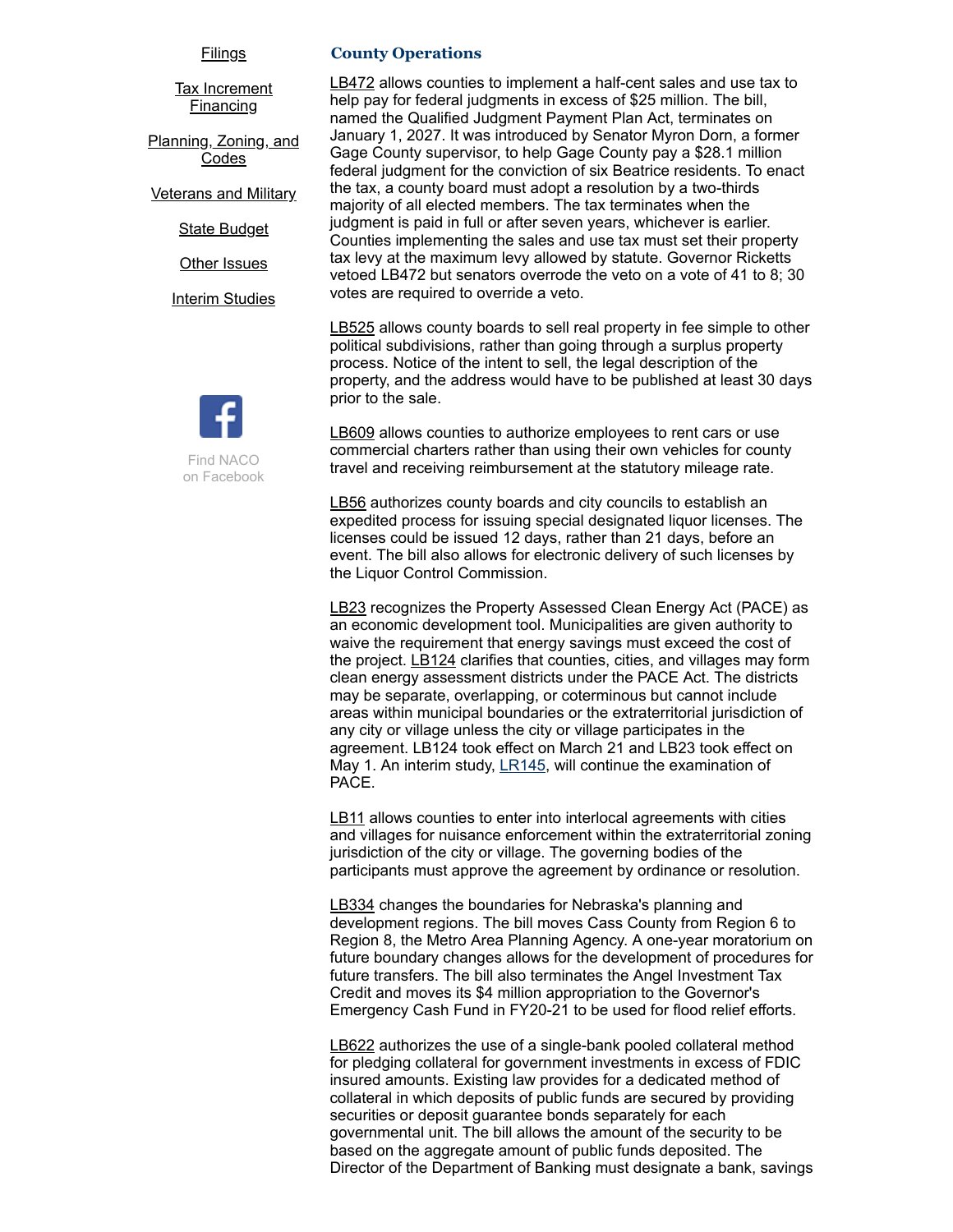- Filings
- Tax Increment Financing
- Planning, Zoning, and Codes
- Veterans and Military
- State Budget
- Other Issues
- Interim Studies

Find NACO on Facebook

### County Operations

LB472 allows counties to implement a half-cent sales and use tax to help pay for federal judgments in excess of $25 million. The bill, named the Qualified Judgment Payment Plan Act, terminates on January 1, 2027. It was introduced by Senator Myron Dorn, a former Gage County supervisor, to help Gage County pay a $28.1 million federal judgment for the conviction of six Beatrice residents. To enact the tax, a county board must adopt a resolution by a two-thirds majority of all elected members. The tax terminates when the judgment is paid in full or after seven years, whichever is earlier. Counties implementing the sales and use tax must set their property tax levy at the maximum levy allowed by statute. Governor Ricketts vetoed LB472 but senators overrode the veto on a vote of 41 to 8; 30 votes are required to override a veto.

LB525 allows county boards to sell real property in fee simple to other political subdivisions, rather than going through a surplus property process. Notice of the intent to sell, the legal description of the property, and the address would have to be published at least 30 days prior to the sale.

LB609 allows counties to authorize employees to rent cars or use commercial charters rather than using their own vehicles for county travel and receiving reimbursement at the statutory mileage rate.

LB56 authorizes county boards and city councils to establish an expedited process for issuing special designated liquor licenses. The licenses could be issued 12 days, rather than 21 days, before an event. The bill also allows for electronic delivery of such licenses by the Liquor Control Commission.

LB23 recognizes the Property Assessed Clean Energy Act (PACE) as an economic development tool. Municipalities are given authority to waive the requirement that energy savings must exceed the cost of the project. LB124 clarifies that counties, cities, and villages may form clean energy assessment districts under the PACE Act. The districts may be separate, overlapping, or coterminous but cannot include areas within municipal boundaries or the extraterritorial jurisdiction of any city or village unless the city or village participates in the agreement. LB124 took effect on March 21 and LB23 took effect on May 1. An interim study, LR145, will continue the examination of PACE.

LB11 allows counties to enter into interlocal agreements with cities and villages for nuisance enforcement within the extraterritorial zoning jurisdiction of the city or village. The governing bodies of the participants must approve the agreement by ordinance or resolution.

LB334 changes the boundaries for Nebraska's planning and development regions. The bill moves Cass County from Region 6 to Region 8, the Metro Area Planning Agency. A one-year moratorium on future boundary changes allows for the development of procedures for future transfers. The bill also terminates the Angel Investment Tax Credit and moves its $4 million appropriation to the Governor's Emergency Cash Fund in FY20-21 to be used for flood relief efforts.

LB622 authorizes the use of a single-bank pooled collateral method for pledging collateral for government investments in excess of FDIC insured amounts. Existing law provides for a dedicated method of collateral in which deposits of public funds are secured by providing securities or deposit guarantee bonds separately for each governmental unit. The bill allows the amount of the security to be based on the aggregate amount of public funds deposited. The Director of the Department of Banking must designate a bank, savings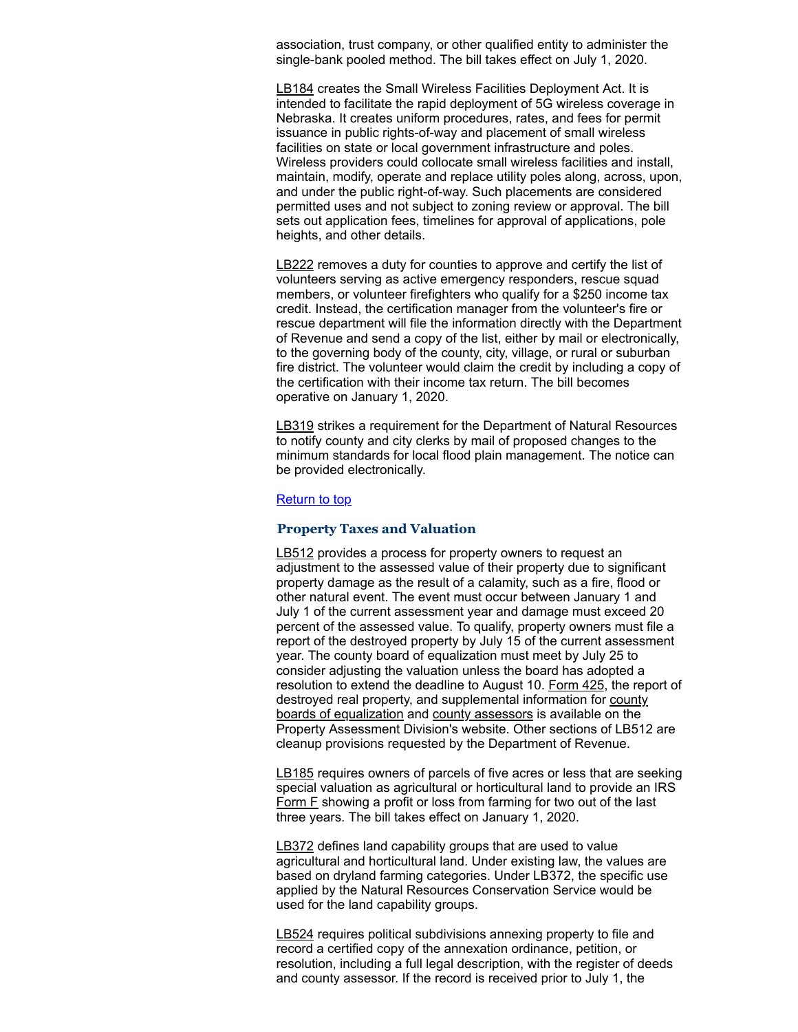association, trust company, or other qualified entity to administer the single-bank pooled method. The bill takes effect on July 1, 2020.

LB184 creates the Small Wireless Facilities Deployment Act. It is intended to facilitate the rapid deployment of 5G wireless coverage in Nebraska. It creates uniform procedures, rates, and fees for permit issuance in public rights-of-way and placement of small wireless facilities on state or local government infrastructure and poles. Wireless providers could collocate small wireless facilities and install, maintain, modify, operate and replace utility poles along, across, upon, and under the public right-of-way. Such placements are considered permitted uses and not subject to zoning review or approval. The bill sets out application fees, timelines for approval of applications, pole heights, and other details.

LB222 removes a duty for counties to approve and certify the list of volunteers serving as active emergency responders, rescue squad members, or volunteer firefighters who qualify for a $250 income tax credit. Instead, the certification manager from the volunteer's fire or rescue department will file the information directly with the Department of Revenue and send a copy of the list, either by mail or electronically, to the governing body of the county, city, village, or rural or suburban fire district. The volunteer would claim the credit by including a copy of the certification with their income tax return. The bill becomes operative on January 1, 2020.

LB319 strikes a requirement for the Department of Natural Resources to notify county and city clerks by mail of proposed changes to the minimum standards for local flood plain management. The notice can be provided electronically.

Return to top

### Property Taxes and Valuation

LB512 provides a process for property owners to request an adjustment to the assessed value of their property due to significant property damage as the result of a calamity, such as a fire, flood or other natural event. The event must occur between January 1 and July 1 of the current assessment year and damage must exceed 20 percent of the assessed value. To qualify, property owners must file a report of the destroyed property by July 15 of the current assessment year. The county board of equalization must meet by July 25 to consider adjusting the valuation unless the board has adopted a resolution to extend the deadline to August 10. Form 425, the report of destroyed real property, and supplemental information for county boards of equalization and county assessors is available on the Property Assessment Division's website. Other sections of LB512 are cleanup provisions requested by the Department of Revenue.

LB185 requires owners of parcels of five acres or less that are seeking special valuation as agricultural or horticultural land to provide an IRS Form F showing a profit or loss from farming for two out of the last three years. The bill takes effect on January 1, 2020.

LB372 defines land capability groups that are used to value agricultural and horticultural land. Under existing law, the values are based on dryland farming categories. Under LB372, the specific use applied by the Natural Resources Conservation Service would be used for the land capability groups.

LB524 requires political subdivisions annexing property to file and record a certified copy of the annexation ordinance, petition, or resolution, including a full legal description, with the register of deeds and county assessor. If the record is received prior to July 1, the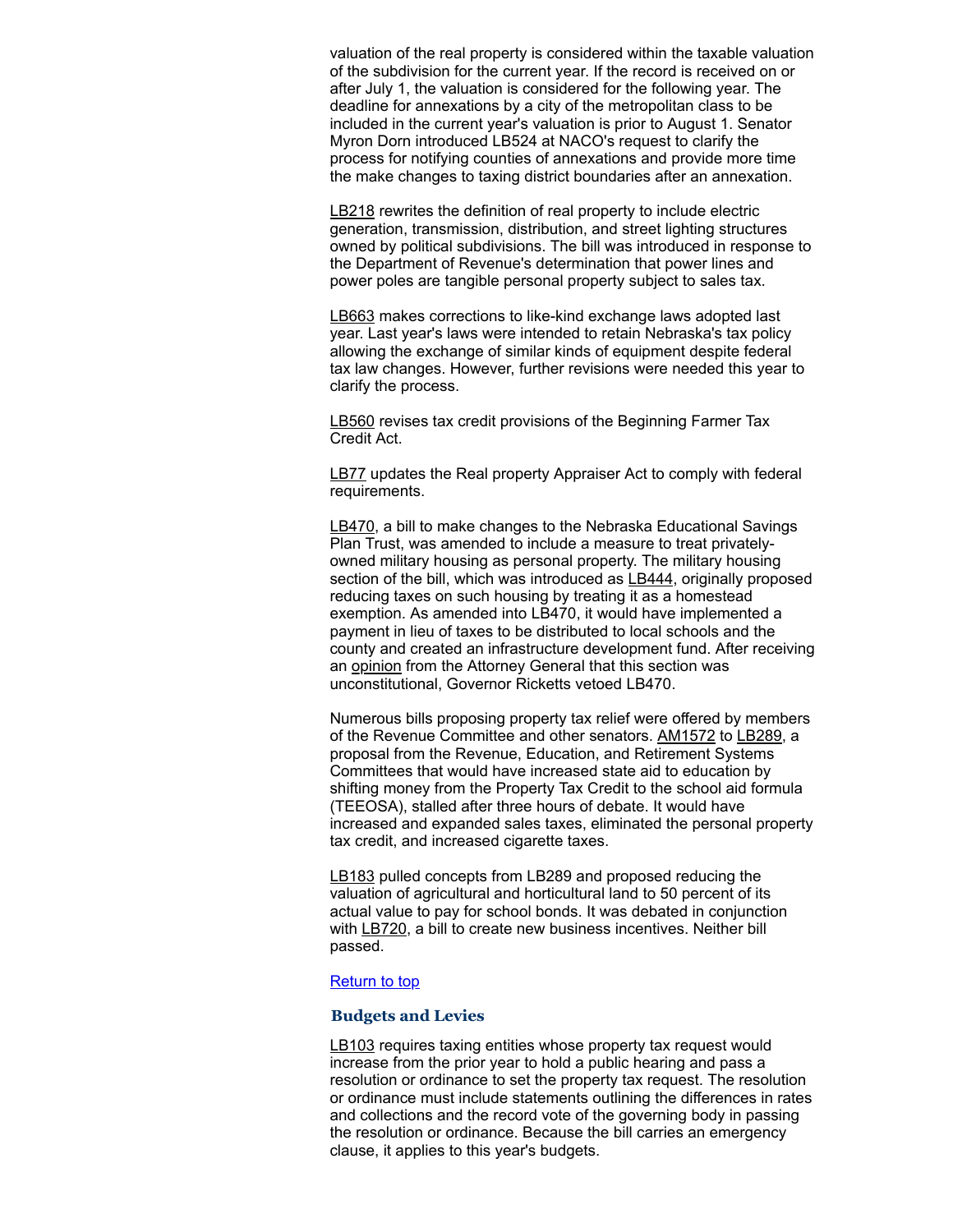valuation of the real property is considered within the taxable valuation of the subdivision for the current year. If the record is received on or after July 1, the valuation is considered for the following year. The deadline for annexations by a city of the metropolitan class to be included in the current year's valuation is prior to August 1. Senator Myron Dorn introduced LB524 at NACO's request to clarify the process for notifying counties of annexations and provide more time the make changes to taxing district boundaries after an annexation.

LB218 rewrites the definition of real property to include electric generation, transmission, distribution, and street lighting structures owned by political subdivisions. The bill was introduced in response to the Department of Revenue's determination that power lines and power poles are tangible personal property subject to sales tax.

LB663 makes corrections to like-kind exchange laws adopted last year. Last year's laws were intended to retain Nebraska's tax policy allowing the exchange of similar kinds of equipment despite federal tax law changes. However, further revisions were needed this year to clarify the process.

LB560 revises tax credit provisions of the Beginning Farmer Tax Credit Act.

LB77 updates the Real property Appraiser Act to comply with federal requirements.

LB470, a bill to make changes to the Nebraska Educational Savings Plan Trust, was amended to include a measure to treat privately-owned military housing as personal property. The military housing section of the bill, which was introduced as LB444, originally proposed reducing taxes on such housing by treating it as a homestead exemption. As amended into LB470, it would have implemented a payment in lieu of taxes to be distributed to local schools and the county and created an infrastructure development fund. After receiving an opinion from the Attorney General that this section was unconstitutional, Governor Ricketts vetoed LB470.

Numerous bills proposing property tax relief were offered by members of the Revenue Committee and other senators. AM1572 to LB289, a proposal from the Revenue, Education, and Retirement Systems Committees that would have increased state aid to education by shifting money from the Property Tax Credit to the school aid formula (TEEOSA), stalled after three hours of debate. It would have increased and expanded sales taxes, eliminated the personal property tax credit, and increased cigarette taxes.

LB183 pulled concepts from LB289 and proposed reducing the valuation of agricultural and horticultural land to 50 percent of its actual value to pay for school bonds. It was debated in conjunction with LB720, a bill to create new business incentives. Neither bill passed.

Return to top

### Budgets and Levies

LB103 requires taxing entities whose property tax request would increase from the prior year to hold a public hearing and pass a resolution or ordinance to set the property tax request. The resolution or ordinance must include statements outlining the differences in rates and collections and the record vote of the governing body in passing the resolution or ordinance. Because the bill carries an emergency clause, it applies to this year's budgets.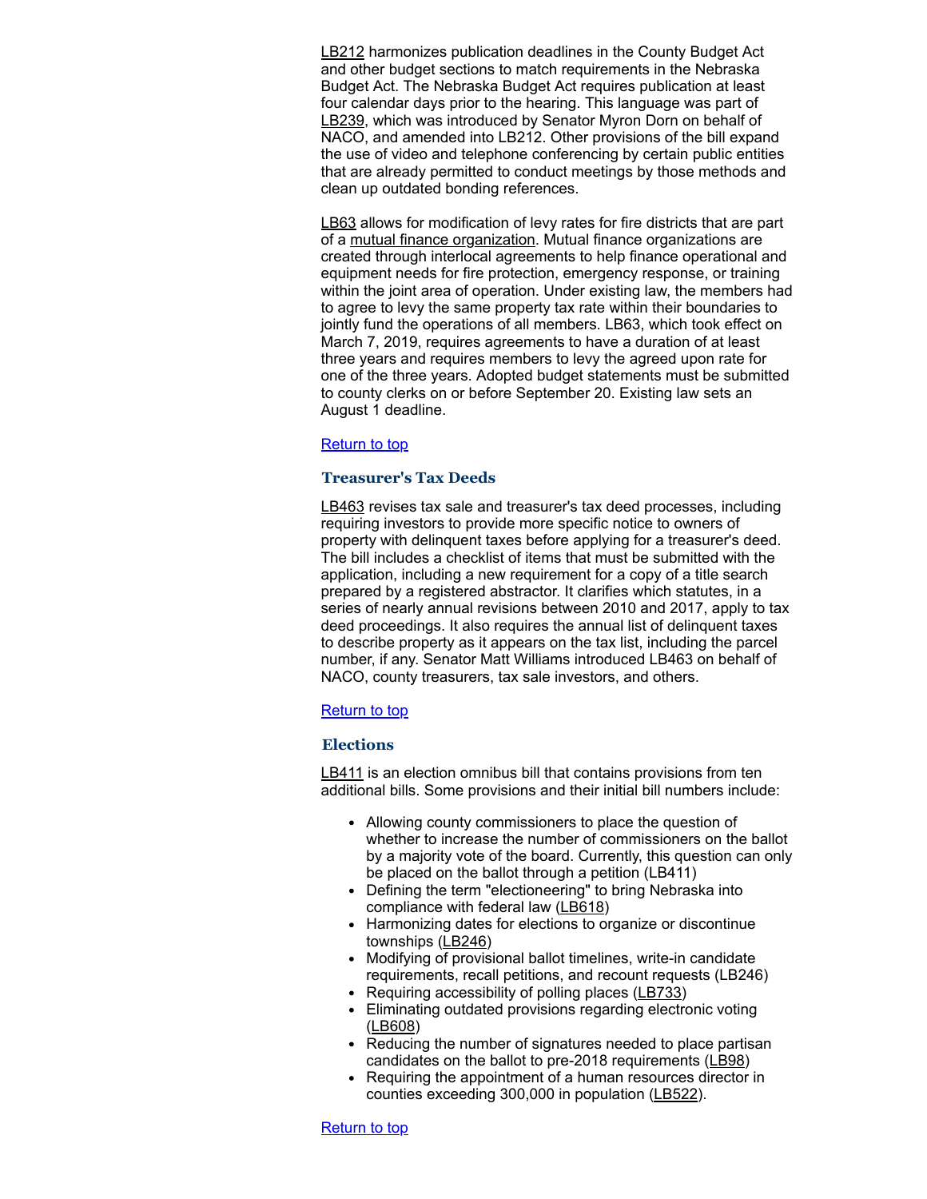LB212 harmonizes publication deadlines in the County Budget Act and other budget sections to match requirements in the Nebraska Budget Act. The Nebraska Budget Act requires publication at least four calendar days prior to the hearing. This language was part of LB239, which was introduced by Senator Myron Dorn on behalf of NACO, and amended into LB212. Other provisions of the bill expand the use of video and telephone conferencing by certain public entities that are already permitted to conduct meetings by those methods and clean up outdated bonding references.

LB63 allows for modification of levy rates for fire districts that are part of a mutual finance organization. Mutual finance organizations are created through interlocal agreements to help finance operational and equipment needs for fire protection, emergency response, or training within the joint area of operation. Under existing law, the members had to agree to levy the same property tax rate within their boundaries to jointly fund the operations of all members. LB63, which took effect on March 7, 2019, requires agreements to have a duration of at least three years and requires members to levy the agreed upon rate for one of the three years. Adopted budget statements must be submitted to county clerks on or before September 20. Existing law sets an August 1 deadline.

Return to top

### Treasurer's Tax Deeds

LB463 revises tax sale and treasurer's tax deed processes, including requiring investors to provide more specific notice to owners of property with delinquent taxes before applying for a treasurer's deed. The bill includes a checklist of items that must be submitted with the application, including a new requirement for a copy of a title search prepared by a registered abstractor. It clarifies which statutes, in a series of nearly annual revisions between 2010 and 2017, apply to tax deed proceedings. It also requires the annual list of delinquent taxes to describe property as it appears on the tax list, including the parcel number, if any. Senator Matt Williams introduced LB463 on behalf of NACO, county treasurers, tax sale investors, and others.

Return to top

### Elections

LB411 is an election omnibus bill that contains provisions from ten additional bills. Some provisions and their initial bill numbers include:

- Allowing county commissioners to place the question of whether to increase the number of commissioners on the ballot by a majority vote of the board. Currently, this question can only be placed on the ballot through a petition (LB411)
- Defining the term "electioneering" to bring Nebraska into compliance with federal law (LB618)
- Harmonizing dates for elections to organize or discontinue townships (LB246)
- Modifying of provisional ballot timelines, write-in candidate requirements, recall petitions, and recount requests (LB246)
- Requiring accessibility of polling places (LB733)
- Eliminating outdated provisions regarding electronic voting (LB608)
- Reducing the number of signatures needed to place partisan candidates on the ballot to pre-2018 requirements (LB98)
- Requiring the appointment of a human resources director in counties exceeding 300,000 in population (LB522).

Return to top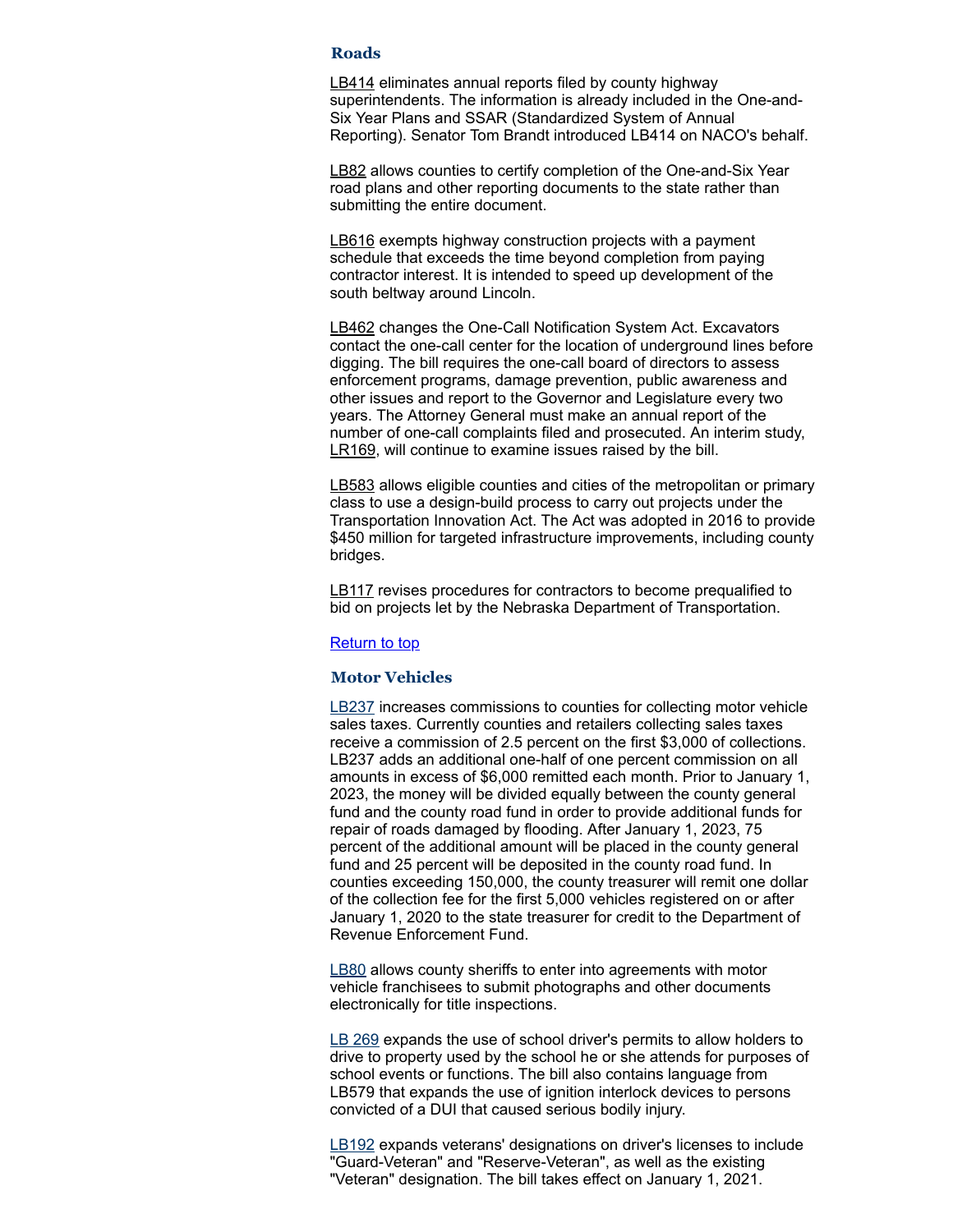### Roads

LB414 eliminates annual reports filed by county highway superintendents. The information is already included in the One-and-Six Year Plans and SSAR (Standardized System of Annual Reporting). Senator Tom Brandt introduced LB414 on NACO's behalf.

LB82 allows counties to certify completion of the One-and-Six Year road plans and other reporting documents to the state rather than submitting the entire document.

LB616 exempts highway construction projects with a payment schedule that exceeds the time beyond completion from paying contractor interest. It is intended to speed up development of the south beltway around Lincoln.

LB462 changes the One-Call Notification System Act. Excavators contact the one-call center for the location of underground lines before digging. The bill requires the one-call board of directors to assess enforcement programs, damage prevention, public awareness and other issues and report to the Governor and Legislature every two years. The Attorney General must make an annual report of the number of one-call complaints filed and prosecuted. An interim study, LR169, will continue to examine issues raised by the bill.

LB583 allows eligible counties and cities of the metropolitan or primary class to use a design-build process to carry out projects under the Transportation Innovation Act. The Act was adopted in 2016 to provide $450 million for targeted infrastructure improvements, including county bridges.

LB117 revises procedures for contractors to become prequalified to bid on projects let by the Nebraska Department of Transportation.

Return to top

### Motor Vehicles

LB237 increases commissions to counties for collecting motor vehicle sales taxes. Currently counties and retailers collecting sales taxes receive a commission of 2.5 percent on the first $3,000 of collections. LB237 adds an additional one-half of one percent commission on all amounts in excess of $6,000 remitted each month. Prior to January 1, 2023, the money will be divided equally between the county general fund and the county road fund in order to provide additional funds for repair of roads damaged by flooding. After January 1, 2023, 75 percent of the additional amount will be placed in the county general fund and 25 percent will be deposited in the county road fund. In counties exceeding 150,000, the county treasurer will remit one dollar of the collection fee for the first 5,000 vehicles registered on or after January 1, 2020 to the state treasurer for credit to the Department of Revenue Enforcement Fund.

LB80 allows county sheriffs to enter into agreements with motor vehicle franchisees to submit photographs and other documents electronically for title inspections.

LB 269 expands the use of school driver's permits to allow holders to drive to property used by the school he or she attends for purposes of school events or functions. The bill also contains language from LB579 that expands the use of ignition interlock devices to persons convicted of a DUI that caused serious bodily injury.

LB192 expands veterans' designations on driver's licenses to include "Guard-Veteran" and "Reserve-Veteran", as well as the existing "Veteran" designation. The bill takes effect on January 1, 2021.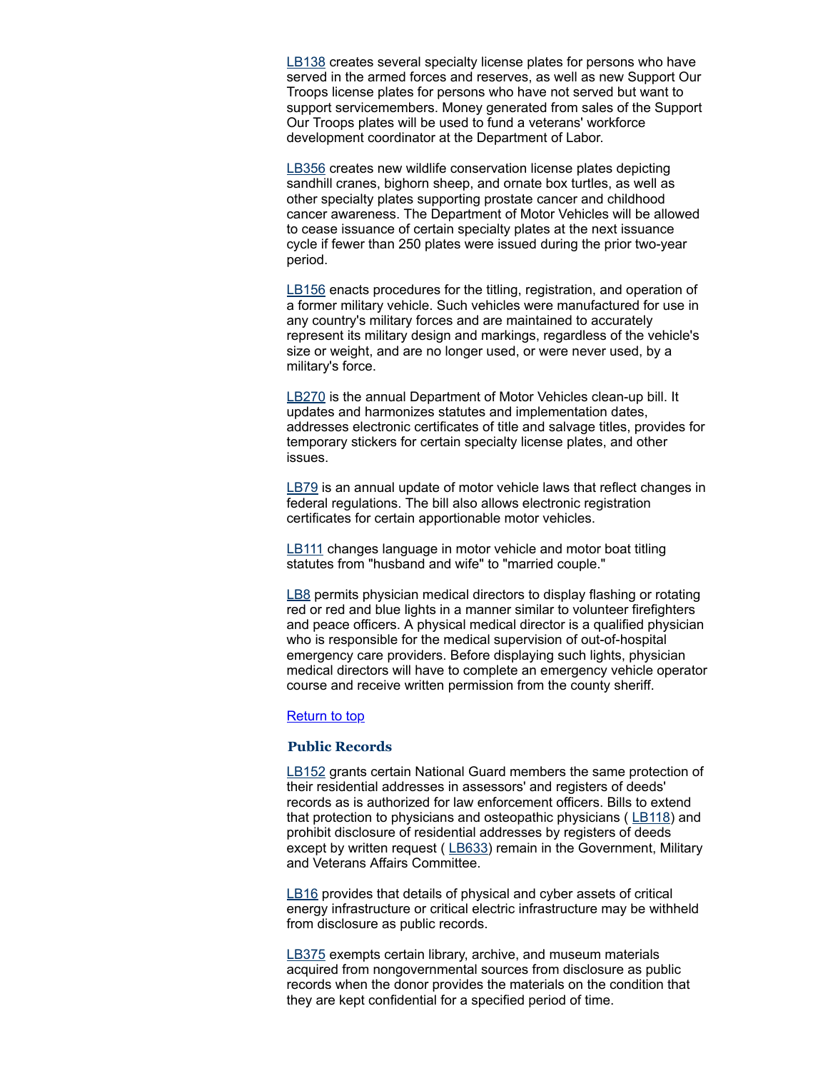LB138 creates several specialty license plates for persons who have served in the armed forces and reserves, as well as new Support Our Troops license plates for persons who have not served but want to support servicemembers. Money generated from sales of the Support Our Troops plates will be used to fund a veterans' workforce development coordinator at the Department of Labor.

LB356 creates new wildlife conservation license plates depicting sandhill cranes, bighorn sheep, and ornate box turtles, as well as other specialty plates supporting prostate cancer and childhood cancer awareness. The Department of Motor Vehicles will be allowed to cease issuance of certain specialty plates at the next issuance cycle if fewer than 250 plates were issued during the prior two-year period.

LB156 enacts procedures for the titling, registration, and operation of a former military vehicle. Such vehicles were manufactured for use in any country's military forces and are maintained to accurately represent its military design and markings, regardless of the vehicle's size or weight, and are no longer used, or were never used, by a military's force.

LB270 is the annual Department of Motor Vehicles clean-up bill. It updates and harmonizes statutes and implementation dates, addresses electronic certificates of title and salvage titles, provides for temporary stickers for certain specialty license plates, and other issues.

LB79 is an annual update of motor vehicle laws that reflect changes in federal regulations. The bill also allows electronic registration certificates for certain apportionable motor vehicles.

LB111 changes language in motor vehicle and motor boat titling statutes from "husband and wife" to "married couple."

LB8 permits physician medical directors to display flashing or rotating red or red and blue lights in a manner similar to volunteer firefighters and peace officers. A physical medical director is a qualified physician who is responsible for the medical supervision of out-of-hospital emergency care providers. Before displaying such lights, physician medical directors will have to complete an emergency vehicle operator course and receive written permission from the county sheriff.

Return to top

### Public Records

LB152 grants certain National Guard members the same protection of their residential addresses in assessors' and registers of deeds' records as is authorized for law enforcement officers. Bills to extend that protection to physicians and osteopathic physicians ( LB118) and prohibit disclosure of residential addresses by registers of deeds except by written request ( LB633) remain in the Government, Military and Veterans Affairs Committee.

LB16 provides that details of physical and cyber assets of critical energy infrastructure or critical electric infrastructure may be withheld from disclosure as public records.

LB375 exempts certain library, archive, and museum materials acquired from nongovernmental sources from disclosure as public records when the donor provides the materials on the condition that they are kept confidential for a specified period of time.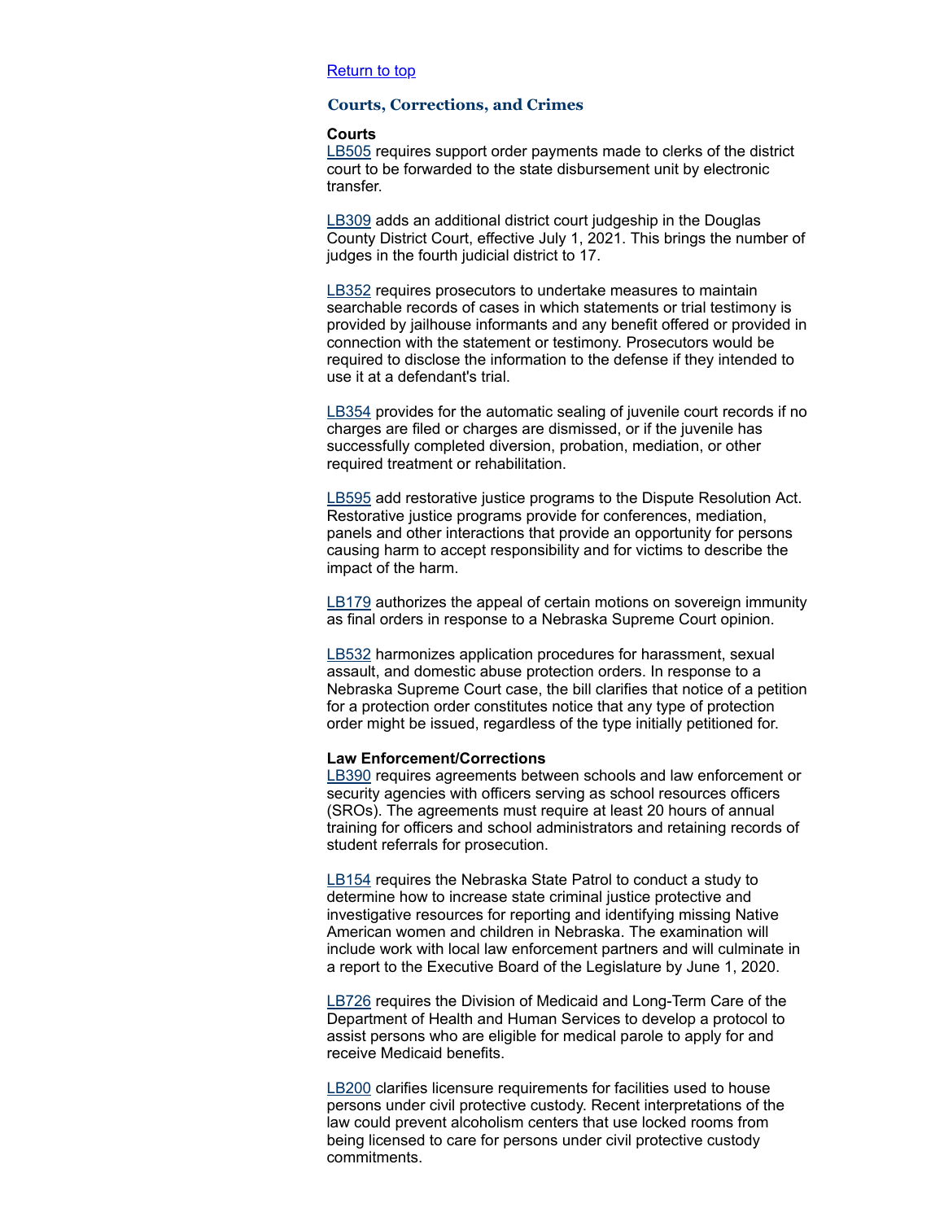Return to top

## Courts, Corrections, and Crimes

**Courts**

LB505 requires support order payments made to clerks of the district court to be forwarded to the state disbursement unit by electronic transfer.

LB309 adds an additional district court judgeship in the Douglas County District Court, effective July 1, 2021. This brings the number of judges in the fourth judicial district to 17.

LB352 requires prosecutors to undertake measures to maintain searchable records of cases in which statements or trial testimony is provided by jailhouse informants and any benefit offered or provided in connection with the statement or testimony. Prosecutors would be required to disclose the information to the defense if they intended to use it at a defendant's trial.

LB354 provides for the automatic sealing of juvenile court records if no charges are filed or charges are dismissed, or if the juvenile has successfully completed diversion, probation, mediation, or other required treatment or rehabilitation.

LB595 add restorative justice programs to the Dispute Resolution Act. Restorative justice programs provide for conferences, mediation, panels and other interactions that provide an opportunity for persons causing harm to accept responsibility and for victims to describe the impact of the harm.

LB179 authorizes the appeal of certain motions on sovereign immunity as final orders in response to a Nebraska Supreme Court opinion.

LB532 harmonizes application procedures for harassment, sexual assault, and domestic abuse protection orders. In response to a Nebraska Supreme Court case, the bill clarifies that notice of a petition for a protection order constitutes notice that any type of protection order might be issued, regardless of the type initially petitioned for.

**Law Enforcement/Corrections**

LB390 requires agreements between schools and law enforcement or security agencies with officers serving as school resources officers (SROs). The agreements must require at least 20 hours of annual training for officers and school administrators and retaining records of student referrals for prosecution.

LB154 requires the Nebraska State Patrol to conduct a study to determine how to increase state criminal justice protective and investigative resources for reporting and identifying missing Native American women and children in Nebraska. The examination will include work with local law enforcement partners and will culminate in a report to the Executive Board of the Legislature by June 1, 2020.

LB726 requires the Division of Medicaid and Long-Term Care of the Department of Health and Human Services to develop a protocol to assist persons who are eligible for medical parole to apply for and receive Medicaid benefits.

LB200 clarifies licensure requirements for facilities used to house persons under civil protective custody. Recent interpretations of the law could prevent alcoholism centers that use locked rooms from being licensed to care for persons under civil protective custody commitments.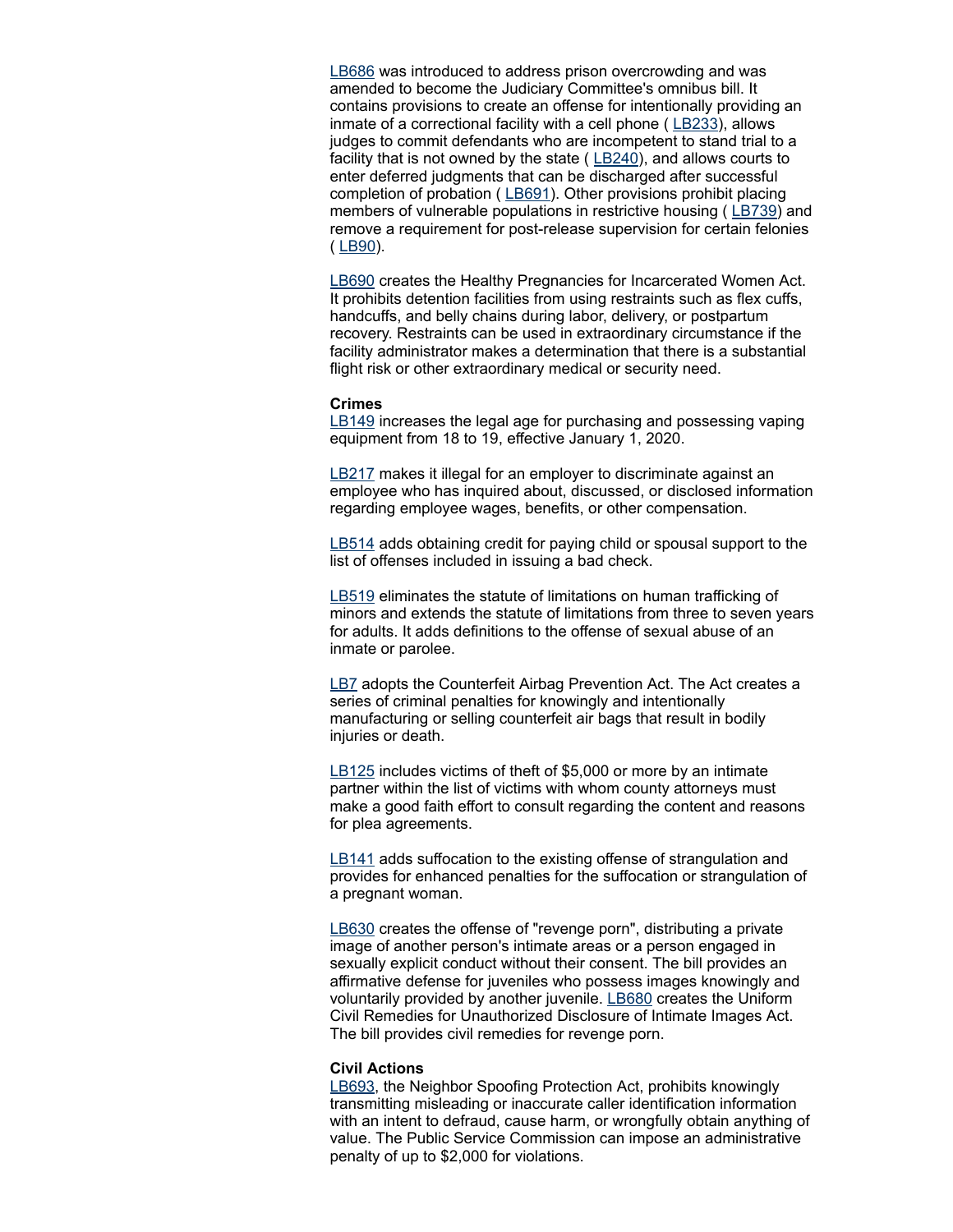LB686 was introduced to address prison overcrowding and was amended to become the Judiciary Committee's omnibus bill. It contains provisions to create an offense for intentionally providing an inmate of a correctional facility with a cell phone ( LB233), allows judges to commit defendants who are incompetent to stand trial to a facility that is not owned by the state ( LB240), and allows courts to enter deferred judgments that can be discharged after successful completion of probation ( LB691). Other provisions prohibit placing members of vulnerable populations in restrictive housing ( LB739) and remove a requirement for post-release supervision for certain felonies ( LB90).

LB690 creates the Healthy Pregnancies for Incarcerated Women Act. It prohibits detention facilities from using restraints such as flex cuffs, handcuffs, and belly chains during labor, delivery, or postpartum recovery. Restraints can be used in extraordinary circumstance if the facility administrator makes a determination that there is a substantial flight risk or other extraordinary medical or security need.

**Crimes**

LB149 increases the legal age for purchasing and possessing vaping equipment from 18 to 19, effective January 1, 2020.

LB217 makes it illegal for an employer to discriminate against an employee who has inquired about, discussed, or disclosed information regarding employee wages, benefits, or other compensation.

LB514 adds obtaining credit for paying child or spousal support to the list of offenses included in issuing a bad check.

LB519 eliminates the statute of limitations on human trafficking of minors and extends the statute of limitations from three to seven years for adults. It adds definitions to the offense of sexual abuse of an inmate or parolee.

LB7 adopts the Counterfeit Airbag Prevention Act. The Act creates a series of criminal penalties for knowingly and intentionally manufacturing or selling counterfeit air bags that result in bodily injuries or death.

LB125 includes victims of theft of $5,000 or more by an intimate partner within the list of victims with whom county attorneys must make a good faith effort to consult regarding the content and reasons for plea agreements.

LB141 adds suffocation to the existing offense of strangulation and provides for enhanced penalties for the suffocation or strangulation of a pregnant woman.

LB630 creates the offense of "revenge porn", distributing a private image of another person's intimate areas or a person engaged in sexually explicit conduct without their consent. The bill provides an affirmative defense for juveniles who possess images knowingly and voluntarily provided by another juvenile. LB680 creates the Uniform Civil Remedies for Unauthorized Disclosure of Intimate Images Act. The bill provides civil remedies for revenge porn.

**Civil Actions**

LB693, the Neighbor Spoofing Protection Act, prohibits knowingly transmitting misleading or inaccurate caller identification information with an intent to defraud, cause harm, or wrongfully obtain anything of value. The Public Service Commission can impose an administrative penalty of up to $2,000 for violations.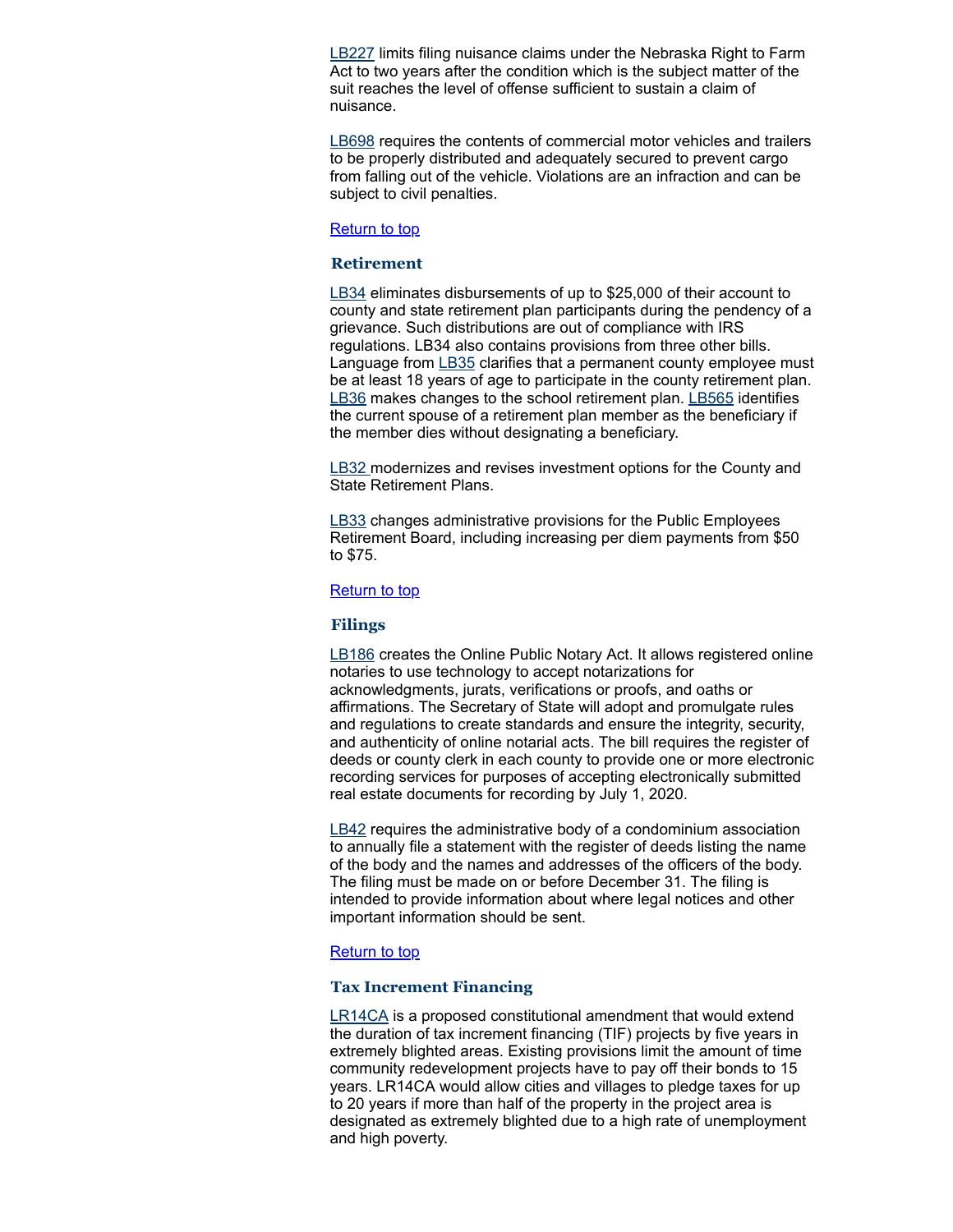LB227 limits filing nuisance claims under the Nebraska Right to Farm Act to two years after the condition which is the subject matter of the suit reaches the level of offense sufficient to sustain a claim of nuisance.

LB698 requires the contents of commercial motor vehicles and trailers to be properly distributed and adequately secured to prevent cargo from falling out of the vehicle. Violations are an infraction and can be subject to civil penalties.

Return to top

### Retirement

LB34 eliminates disbursements of up to $25,000 of their account to county and state retirement plan participants during the pendency of a grievance. Such distributions are out of compliance with IRS regulations. LB34 also contains provisions from three other bills. Language from LB35 clarifies that a permanent county employee must be at least 18 years of age to participate in the county retirement plan. LB36 makes changes to the school retirement plan. LB565 identifies the current spouse of a retirement plan member as the beneficiary if the member dies without designating a beneficiary.

LB32 modernizes and revises investment options for the County and State Retirement Plans.

LB33 changes administrative provisions for the Public Employees Retirement Board, including increasing per diem payments from $50 to $75.

Return to top

### Filings

LB186 creates the Online Public Notary Act. It allows registered online notaries to use technology to accept notarizations for acknowledgments, jurats, verifications or proofs, and oaths or affirmations. The Secretary of State will adopt and promulgate rules and regulations to create standards and ensure the integrity, security, and authenticity of online notarial acts. The bill requires the register of deeds or county clerk in each county to provide one or more electronic recording services for purposes of accepting electronically submitted real estate documents for recording by July 1, 2020.

LB42 requires the administrative body of a condominium association to annually file a statement with the register of deeds listing the name of the body and the names and addresses of the officers of the body. The filing must be made on or before December 31. The filing is intended to provide information about where legal notices and other important information should be sent.

Return to top

### Tax Increment Financing

LR14CA is a proposed constitutional amendment that would extend the duration of tax increment financing (TIF) projects by five years in extremely blighted areas. Existing provisions limit the amount of time community redevelopment projects have to pay off their bonds to 15 years. LR14CA would allow cities and villages to pledge taxes for up to 20 years if more than half of the property in the project area is designated as extremely blighted due to a high rate of unemployment and high poverty.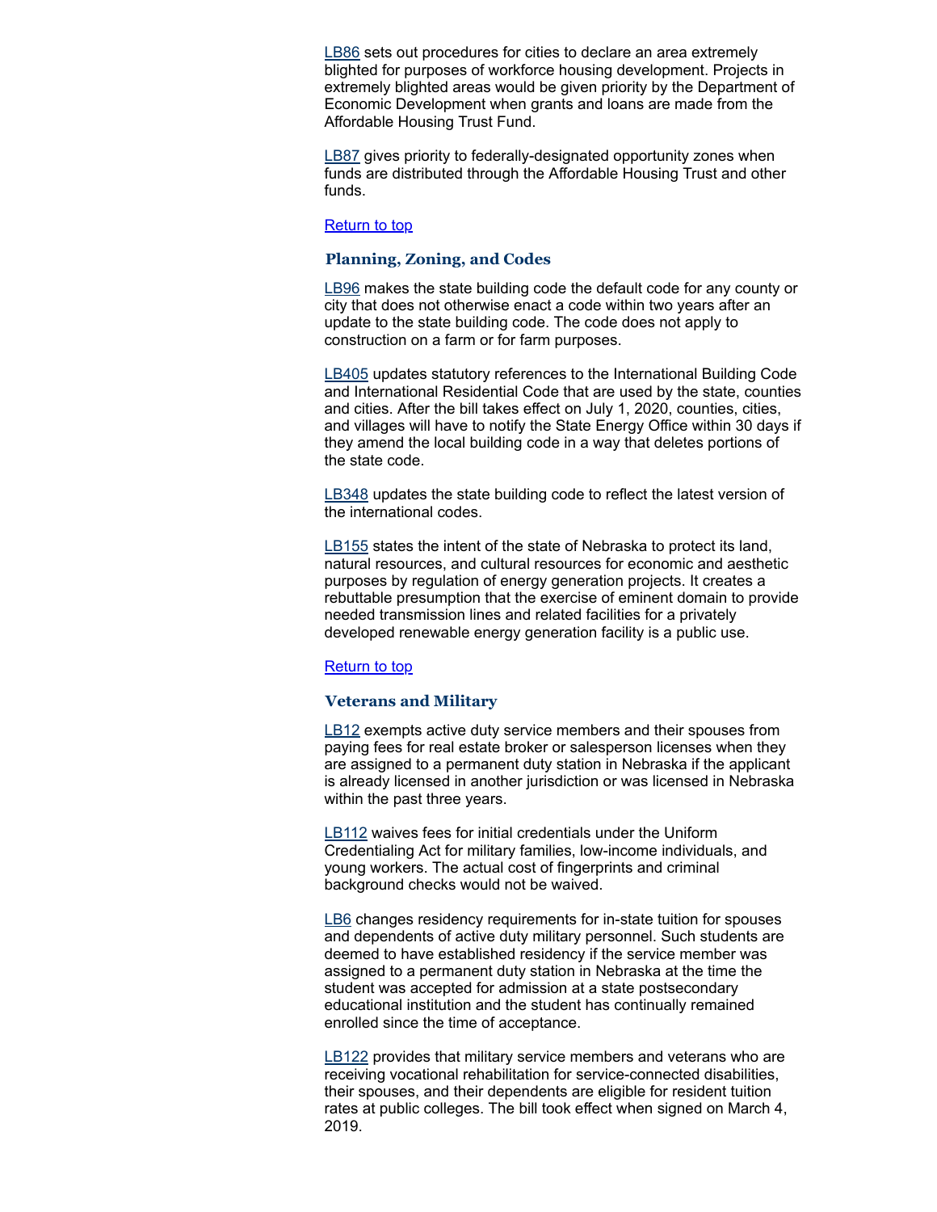LB86 sets out procedures for cities to declare an area extremely blighted for purposes of workforce housing development. Projects in extremely blighted areas would be given priority by the Department of Economic Development when grants and loans are made from the Affordable Housing Trust Fund.

LB87 gives priority to federally-designated opportunity zones when funds are distributed through the Affordable Housing Trust and other funds.

Return to top

### Planning, Zoning, and Codes

LB96 makes the state building code the default code for any county or city that does not otherwise enact a code within two years after an update to the state building code. The code does not apply to construction on a farm or for farm purposes.

LB405 updates statutory references to the International Building Code and International Residential Code that are used by the state, counties and cities. After the bill takes effect on July 1, 2020, counties, cities, and villages will have to notify the State Energy Office within 30 days if they amend the local building code in a way that deletes portions of the state code.

LB348 updates the state building code to reflect the latest version of the international codes.

LB155 states the intent of the state of Nebraska to protect its land, natural resources, and cultural resources for economic and aesthetic purposes by regulation of energy generation projects. It creates a rebuttable presumption that the exercise of eminent domain to provide needed transmission lines and related facilities for a privately developed renewable energy generation facility is a public use.

Return to top

### Veterans and Military

LB12 exempts active duty service members and their spouses from paying fees for real estate broker or salesperson licenses when they are assigned to a permanent duty station in Nebraska if the applicant is already licensed in another jurisdiction or was licensed in Nebraska within the past three years.

LB112 waives fees for initial credentials under the Uniform Credentialing Act for military families, low-income individuals, and young workers. The actual cost of fingerprints and criminal background checks would not be waived.

LB6 changes residency requirements for in-state tuition for spouses and dependents of active duty military personnel. Such students are deemed to have established residency if the service member was assigned to a permanent duty station in Nebraska at the time the student was accepted for admission at a state postsecondary educational institution and the student has continually remained enrolled since the time of acceptance.

LB122 provides that military service members and veterans who are receiving vocational rehabilitation for service-connected disabilities, their spouses, and their dependents are eligible for resident tuition rates at public colleges. The bill took effect when signed on March 4, 2019.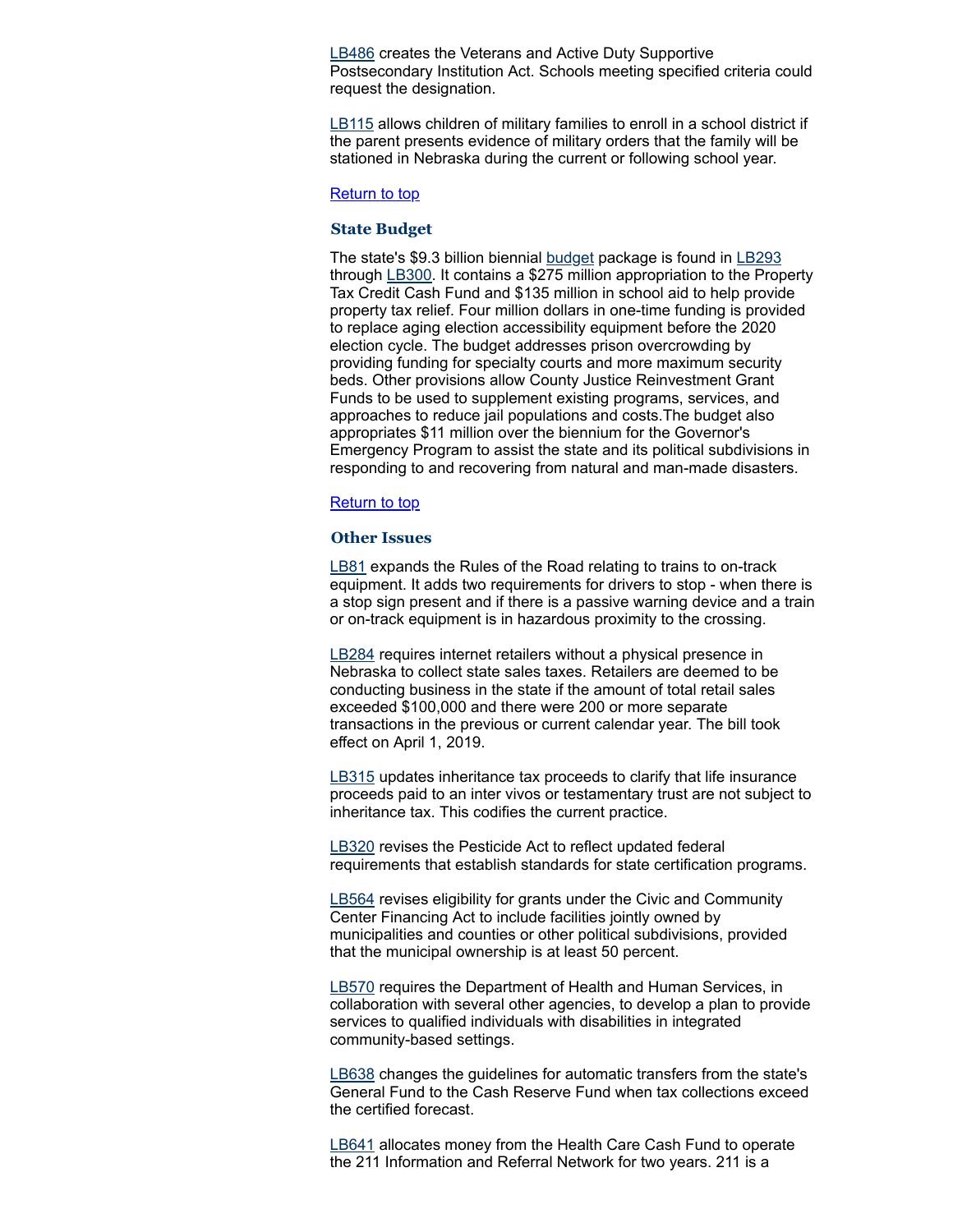LB486 creates the Veterans and Active Duty Supportive Postsecondary Institution Act. Schools meeting specified criteria could request the designation.

LB115 allows children of military families to enroll in a school district if the parent presents evidence of military orders that the family will be stationed in Nebraska during the current or following school year.

Return to top

### State Budget

The state's $9.3 billion biennial budget package is found in LB293 through LB300. It contains a $275 million appropriation to the Property Tax Credit Cash Fund and $135 million in school aid to help provide property tax relief. Four million dollars in one-time funding is provided to replace aging election accessibility equipment before the 2020 election cycle. The budget addresses prison overcrowding by providing funding for specialty courts and more maximum security beds. Other provisions allow County Justice Reinvestment Grant Funds to be used to supplement existing programs, services, and approaches to reduce jail populations and costs.The budget also appropriates $11 million over the biennium for the Governor's Emergency Program to assist the state and its political subdivisions in responding to and recovering from natural and man-made disasters.

Return to top

### Other Issues

LB81 expands the Rules of the Road relating to trains to on-track equipment. It adds two requirements for drivers to stop - when there is a stop sign present and if there is a passive warning device and a train or on-track equipment is in hazardous proximity to the crossing.

LB284 requires internet retailers without a physical presence in Nebraska to collect state sales taxes. Retailers are deemed to be conducting business in the state if the amount of total retail sales exceeded $100,000 and there were 200 or more separate transactions in the previous or current calendar year. The bill took effect on April 1, 2019.

LB315 updates inheritance tax proceeds to clarify that life insurance proceeds paid to an inter vivos or testamentary trust are not subject to inheritance tax. This codifies the current practice.

LB320 revises the Pesticide Act to reflect updated federal requirements that establish standards for state certification programs.

LB564 revises eligibility for grants under the Civic and Community Center Financing Act to include facilities jointly owned by municipalities and counties or other political subdivisions, provided that the municipal ownership is at least 50 percent.

LB570 requires the Department of Health and Human Services, in collaboration with several other agencies, to develop a plan to provide services to qualified individuals with disabilities in integrated community-based settings.

LB638 changes the guidelines for automatic transfers from the state's General Fund to the Cash Reserve Fund when tax collections exceed the certified forecast.

LB641 allocates money from the Health Care Cash Fund to operate the 211 Information and Referral Network for two years. 211 is a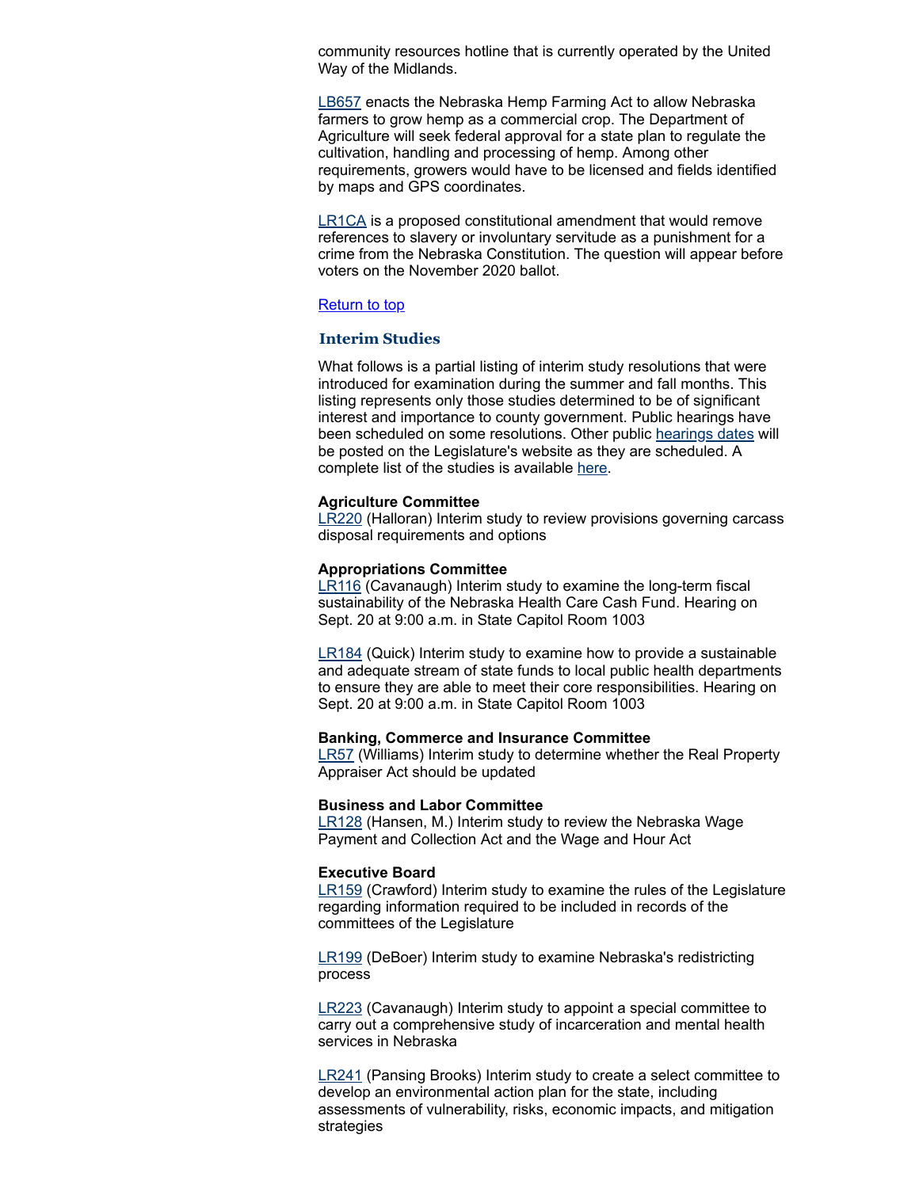community resources hotline that is currently operated by the United Way of the Midlands.

[LB657](#) enacts the Nebraska Hemp Farming Act to allow Nebraska farmers to grow hemp as a commercial crop. The Department of Agriculture will seek federal approval for a state plan to regulate the cultivation, handling and processing of hemp. Among other requirements, growers would have to be licensed and fields identified by maps and GPS coordinates.

[LR1CA](#) is a proposed constitutional amendment that would remove references to slavery or involuntary servitude as a punishment for a crime from the Nebraska Constitution. The question will appear before voters on the November 2020 ballot.

[Return to top](#)

### Interim Studies

What follows is a partial listing of interim study resolutions that were introduced for examination during the summer and fall months. This listing represents only those studies determined to be of significant interest and importance to county government. Public hearings have been scheduled on some resolutions. Other public [hearings dates](#) will be posted on the Legislature's website as they are scheduled. A complete list of the studies is available [here](#).

**Agriculture Committee**
[LR220](#) (Halloran) Interim study to review provisions governing carcass disposal requirements and options

**Appropriations Committee**
[LR116](#) (Cavanaugh) Interim study to examine the long-term fiscal sustainability of the Nebraska Health Care Cash Fund. Hearing on Sept. 20 at 9:00 a.m. in State Capitol Room 1003

[LR184](#) (Quick) Interim study to examine how to provide a sustainable and adequate stream of state funds to local public health departments to ensure they are able to meet their core responsibilities. Hearing on Sept. 20 at 9:00 a.m. in State Capitol Room 1003

**Banking, Commerce and Insurance Committee**
[LR57](#) (Williams) Interim study to determine whether the Real Property Appraiser Act should be updated

**Business and Labor Committee**
[LR128](#) (Hansen, M.) Interim study to review the Nebraska Wage Payment and Collection Act and the Wage and Hour Act

**Executive Board**
[LR159](#) (Crawford) Interim study to examine the rules of the Legislature regarding information required to be included in records of the committees of the Legislature

[LR199](#) (DeBoer) Interim study to examine Nebraska's redistricting process

[LR223](#) (Cavanaugh) Interim study to appoint a special committee to carry out a comprehensive study of incarceration and mental health services in Nebraska

[LR241](#) (Pansing Brooks) Interim study to create a select committee to develop an environmental action plan for the state, including assessments of vulnerability, risks, economic impacts, and mitigation strategies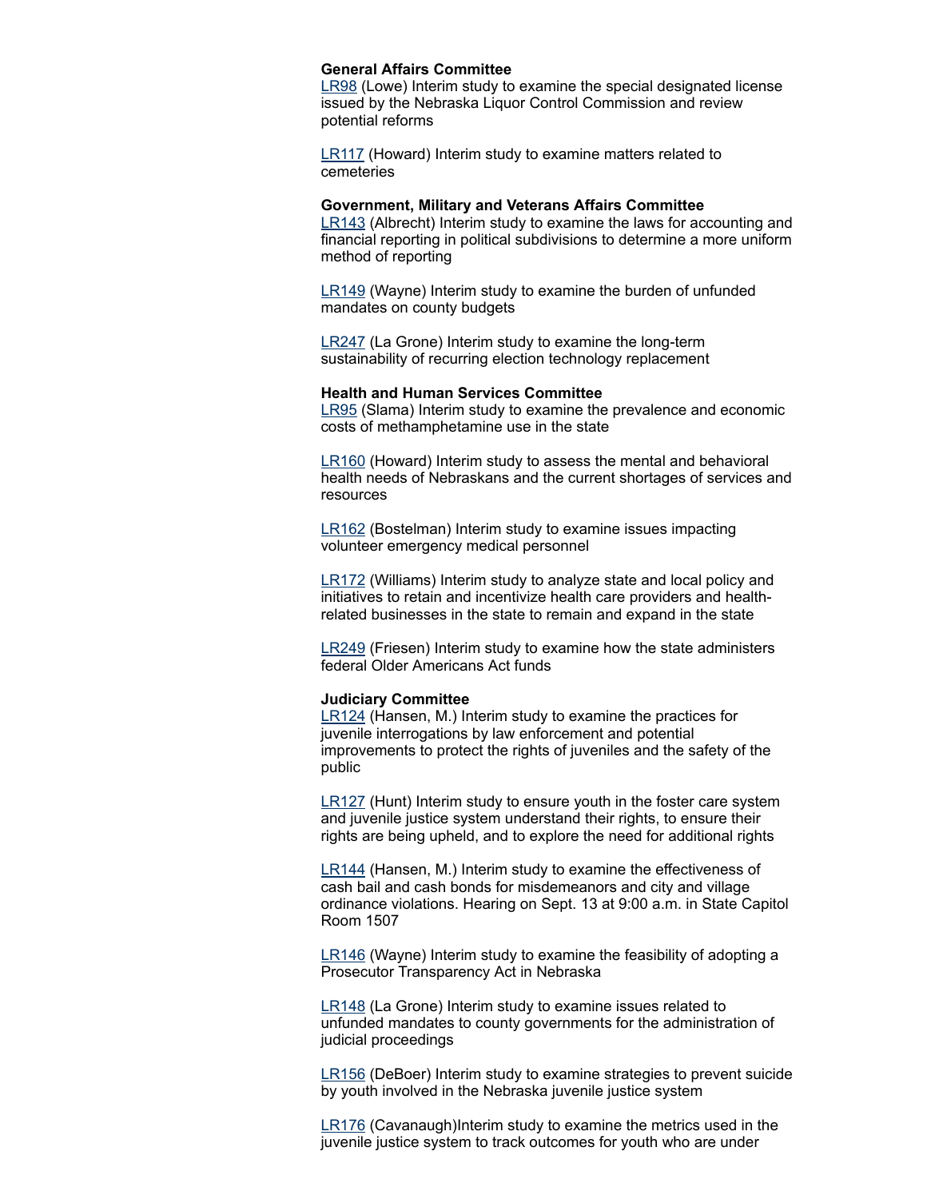**General Affairs Committee**
LR98 (Lowe) Interim study to examine the special designated license issued by the Nebraska Liquor Control Commission and review potential reforms

LR117 (Howard) Interim study to examine matters related to cemeteries

**Government, Military and Veterans Affairs Committee**
LR143 (Albrecht) Interim study to examine the laws for accounting and financial reporting in political subdivisions to determine a more uniform method of reporting

LR149 (Wayne) Interim study to examine the burden of unfunded mandates on county budgets

LR247 (La Grone) Interim study to examine the long-term sustainability of recurring election technology replacement

**Health and Human Services Committee**
LR95 (Slama) Interim study to examine the prevalence and economic costs of methamphetamine use in the state

LR160 (Howard) Interim study to assess the mental and behavioral health needs of Nebraskans and the current shortages of services and resources

LR162 (Bostelman) Interim study to examine issues impacting volunteer emergency medical personnel

LR172 (Williams) Interim study to analyze state and local policy and initiatives to retain and incentivize health care providers and health-related businesses in the state to remain and expand in the state

LR249 (Friesen) Interim study to examine how the state administers federal Older Americans Act funds

**Judiciary Committee**
LR124 (Hansen, M.) Interim study to examine the practices for juvenile interrogations by law enforcement and potential improvements to protect the rights of juveniles and the safety of the public

LR127 (Hunt) Interim study to ensure youth in the foster care system and juvenile justice system understand their rights, to ensure their rights are being upheld, and to explore the need for additional rights

LR144 (Hansen, M.) Interim study to examine the effectiveness of cash bail and cash bonds for misdemeanors and city and village ordinance violations. Hearing on Sept. 13 at 9:00 a.m. in State Capitol Room 1507

LR146 (Wayne) Interim study to examine the feasibility of adopting a Prosecutor Transparency Act in Nebraska

LR148 (La Grone) Interim study to examine issues related to unfunded mandates to county governments for the administration of judicial proceedings

LR156 (DeBoer) Interim study to examine strategies to prevent suicide by youth involved in the Nebraska juvenile justice system

LR176 (Cavanaugh)Interim study to examine the metrics used in the juvenile justice system to track outcomes for youth who are under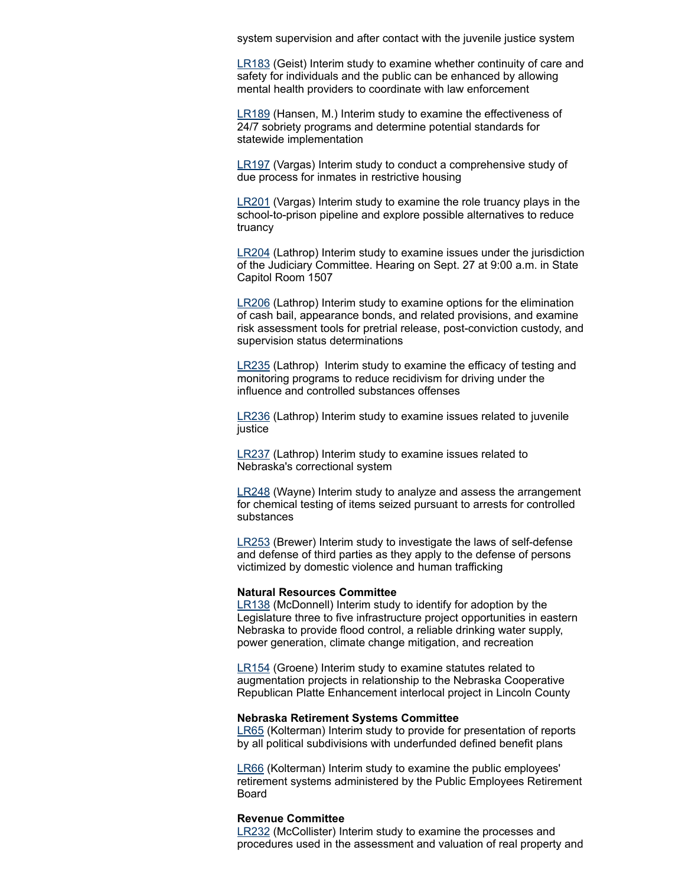system supervision and after contact with the juvenile justice system

LR183 (Geist) Interim study to examine whether continuity of care and safety for individuals and the public can be enhanced by allowing mental health providers to coordinate with law enforcement

LR189 (Hansen, M.) Interim study to examine the effectiveness of 24/7 sobriety programs and determine potential standards for statewide implementation

LR197 (Vargas) Interim study to conduct a comprehensive study of due process for inmates in restrictive housing

LR201 (Vargas) Interim study to examine the role truancy plays in the school-to-prison pipeline and explore possible alternatives to reduce truancy

LR204 (Lathrop) Interim study to examine issues under the jurisdiction of the Judiciary Committee. Hearing on Sept. 27 at 9:00 a.m. in State Capitol Room 1507

LR206 (Lathrop) Interim study to examine options for the elimination of cash bail, appearance bonds, and related provisions, and examine risk assessment tools for pretrial release, post-conviction custody, and supervision status determinations

LR235 (Lathrop) Interim study to examine the efficacy of testing and monitoring programs to reduce recidivism for driving under the influence and controlled substances offenses

LR236 (Lathrop) Interim study to examine issues related to juvenile justice

LR237 (Lathrop) Interim study to examine issues related to Nebraska's correctional system

LR248 (Wayne) Interim study to analyze and assess the arrangement for chemical testing of items seized pursuant to arrests for controlled substances

LR253 (Brewer) Interim study to investigate the laws of self-defense and defense of third parties as they apply to the defense of persons victimized by domestic violence and human trafficking

**Natural Resources Committee**

LR138 (McDonnell) Interim study to identify for adoption by the Legislature three to five infrastructure project opportunities in eastern Nebraska to provide flood control, a reliable drinking water supply, power generation, climate change mitigation, and recreation

LR154 (Groene) Interim study to examine statutes related to augmentation projects in relationship to the Nebraska Cooperative Republican Platte Enhancement interlocal project in Lincoln County

**Nebraska Retirement Systems Committee**

LR65 (Kolterman) Interim study to provide for presentation of reports by all political subdivisions with underfunded defined benefit plans

LR66 (Kolterman) Interim study to examine the public employees' retirement systems administered by the Public Employees Retirement Board

**Revenue Committee**

LR232 (McCollister) Interim study to examine the processes and procedures used in the assessment and valuation of real property and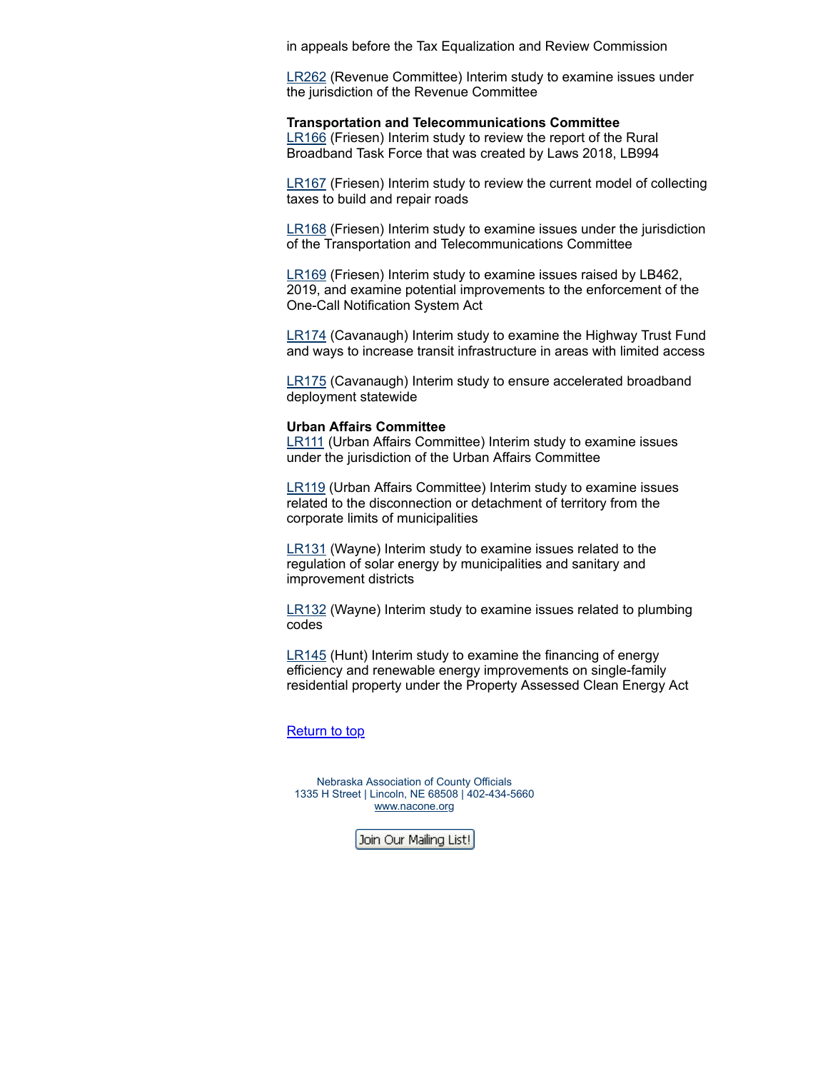in appeals before the Tax Equalization and Review Commission

LR262 (Revenue Committee) Interim study to examine issues under the jurisdiction of the Revenue Committee

**Transportation and Telecommunications Committee**

LR166 (Friesen) Interim study to review the report of the Rural Broadband Task Force that was created by Laws 2018, LB994

LR167 (Friesen) Interim study to review the current model of collecting taxes to build and repair roads

LR168 (Friesen) Interim study to examine issues under the jurisdiction of the Transportation and Telecommunications Committee

LR169 (Friesen) Interim study to examine issues raised by LB462, 2019, and examine potential improvements to the enforcement of the One-Call Notification System Act

LR174 (Cavanaugh) Interim study to examine the Highway Trust Fund and ways to increase transit infrastructure in areas with limited access

LR175 (Cavanaugh) Interim study to ensure accelerated broadband deployment statewide

**Urban Affairs Committee**

LR111 (Urban Affairs Committee) Interim study to examine issues under the jurisdiction of the Urban Affairs Committee

LR119 (Urban Affairs Committee) Interim study to examine issues related to the disconnection or detachment of territory from the corporate limits of municipalities

LR131 (Wayne) Interim study to examine issues related to the regulation of solar energy by municipalities and sanitary and improvement districts

LR132 (Wayne) Interim study to examine issues related to plumbing codes

LR145 (Hunt) Interim study to examine the financing of energy efficiency and renewable energy improvements on single-family residential property under the Property Assessed Clean Energy Act

Return to top

Nebraska Association of County Officials
1335 H Street | Lincoln, NE 68508 | 402-434-5660
www.nacone.org

Join Our Mailing List!